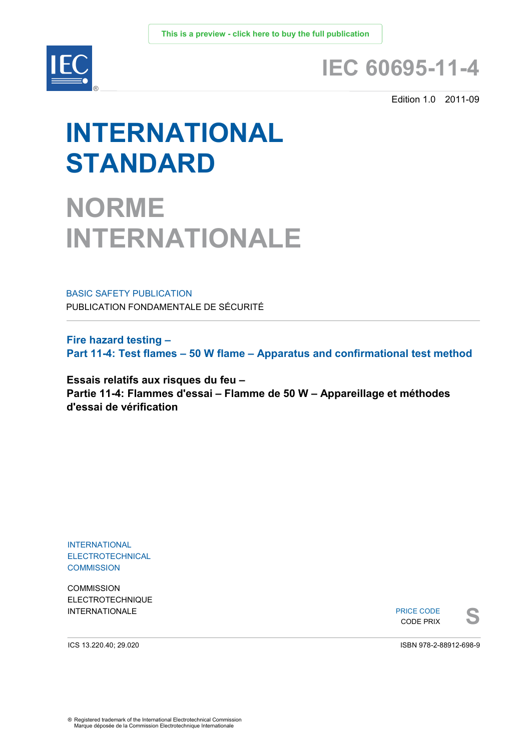This is a preview - click here to buy the full publication

# IEC 60695-11-4

Edition 1.0 2011-09

# INTERNATIONAL STANDARD

# NORME INTERNATIONALE

BASIC SAFETY PUBLICATION

PUBLICATION FONDAMENTALE DE SÉCURITÉ

**Fire hazard testing –**
**Part 11-4: Test flames – 50 W flame – Apparatus and confirmational test method**

**Essais relatifs aux risques du feu –**
**Partie 11-4: Flammes d'essai – Flamme de 50 W – Appareillage et méthodes d'essai de vérification**

INTERNATIONAL
ELECTROTECHNICAL
COMMISSION

COMMISSION
ELECTROTECHNIQUE
INTERNATIONALE

PRICE CODE
CODE PRIX
**S**

ICS 13.220.40; 29.020

ISBN 978-2-88912-698-9

® Registered trademark of the International Electrotechnical Commission
Marque déposée de la Commission Electrotechnique Internationale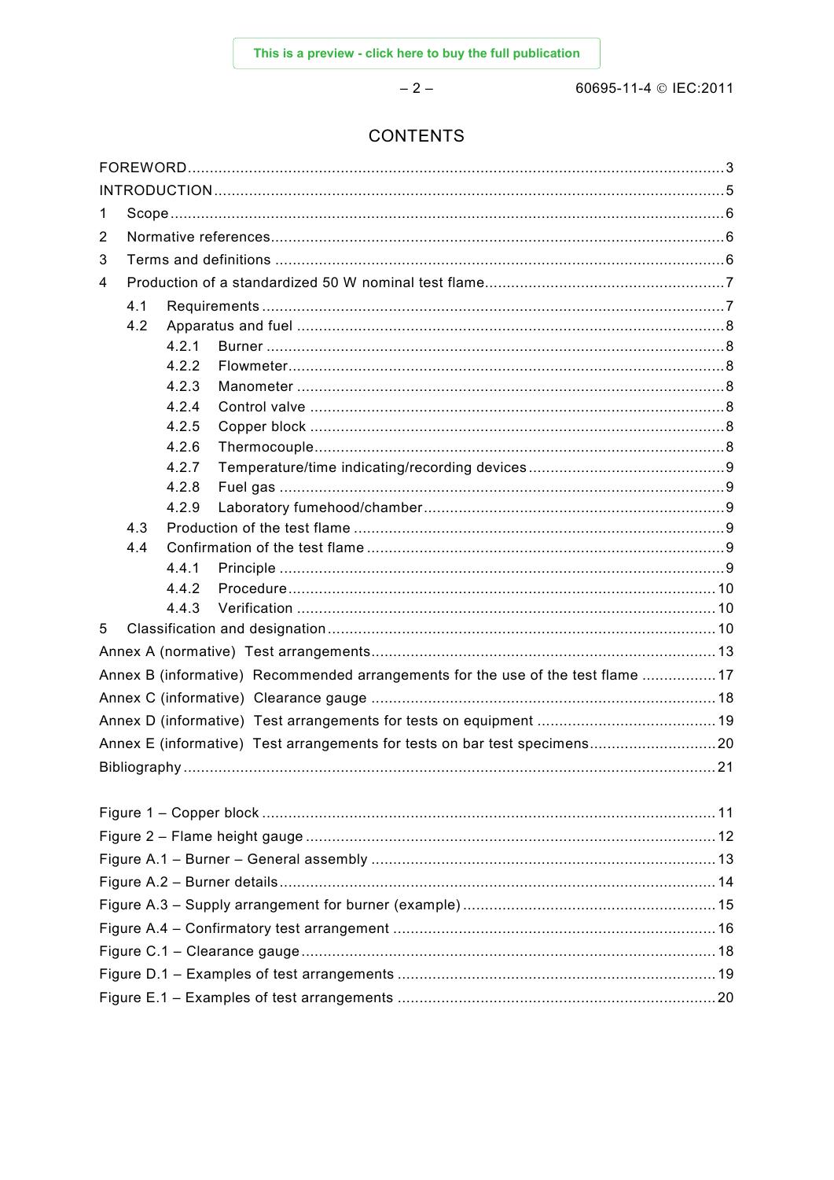# CONTENTS

FOREWORD ... 3

INTRODUCTION ... 5

1 Scope ... 6

2 Normative references ... 6

3 Terms and definitions ... 6

4 Production of a standardized 50 W nominal test flame ... 7

- 4.1 Requirements ... 7
- 4.2 Apparatus and fuel ... 8
  - 4.2.1 Burner ... 8
  - 4.2.2 Flowmeter ... 8
  - 4.2.3 Manometer ... 8
  - 4.2.4 Control valve ... 8
  - 4.2.5 Copper block ... 8
  - 4.2.6 Thermocouple ... 8
  - 4.2.7 Temperature/time indicating/recording devices ... 9
  - 4.2.8 Fuel gas ... 9
  - 4.2.9 Laboratory fumehood/chamber ... 9
- 4.3 Production of the test flame ... 9
- 4.4 Confirmation of the test flame ... 9
  - 4.4.1 Principle ... 9
  - 4.4.2 Procedure ... 10
  - 4.4.3 Verification ... 10

5 Classification and designation ... 10

Annex A (normative) Test arrangements ... 13

Annex B (informative) Recommended arrangements for the use of the test flame ... 17

Annex C (informative) Clearance gauge ... 18

Annex D (informative) Test arrangements for tests on equipment ... 19

Annex E (informative) Test arrangements for tests on bar test specimens ... 20

Bibliography ... 21

Figure 1 – Copper block ... 11

Figure 2 – Flame height gauge ... 12

Figure A.1 – Burner – General assembly ... 13

Figure A.2 – Burner details ... 14

Figure A.3 – Supply arrangement for burner (example) ... 15

Figure A.4 – Confirmatory test arrangement ... 16

Figure C.1 – Clearance gauge ... 18

Figure D.1 – Examples of test arrangements ... 19

Figure E.1 – Examples of test arrangements ... 20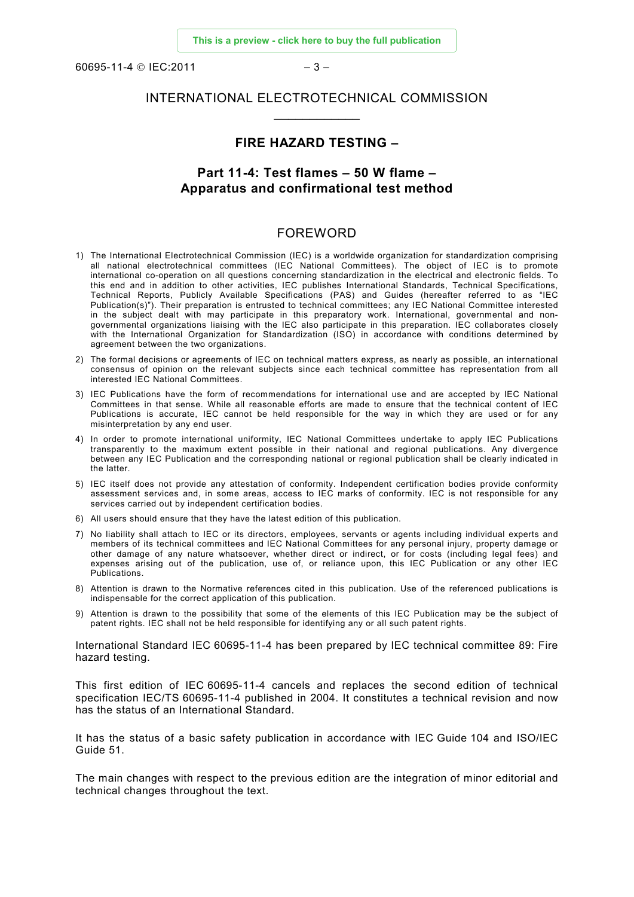# INTERNATIONAL ELECTROTECHNICAL COMMISSION

## FIRE HAZARD TESTING –

## Part 11-4: Test flames – 50 W flame – Apparatus and confirmational test method

## FOREWORD

1) The International Electrotechnical Commission (IEC) is a worldwide organization for standardization comprising all national electrotechnical committees (IEC National Committees). The object of IEC is to promote international co-operation on all questions concerning standardization in the electrical and electronic fields. To this end and in addition to other activities, IEC publishes International Standards, Technical Specifications, Technical Reports, Publicly Available Specifications (PAS) and Guides (hereafter referred to as "IEC Publication(s)"). Their preparation is entrusted to technical committees; any IEC National Committee interested in the subject dealt with may participate in this preparatory work. International, governmental and non-governmental organizations liaising with the IEC also participate in this preparation. IEC collaborates closely with the International Organization for Standardization (ISO) in accordance with conditions determined by agreement between the two organizations.
2) The formal decisions or agreements of IEC on technical matters express, as nearly as possible, an international consensus of opinion on the relevant subjects since each technical committee has representation from all interested IEC National Committees.
3) IEC Publications have the form of recommendations for international use and are accepted by IEC National Committees in that sense. While all reasonable efforts are made to ensure that the technical content of IEC Publications is accurate, IEC cannot be held responsible for the way in which they are used or for any misinterpretation by any end user.
4) In order to promote international uniformity, IEC National Committees undertake to apply IEC Publications transparently to the maximum extent possible in their national and regional publications. Any divergence between any IEC Publication and the corresponding national or regional publication shall be clearly indicated in the latter.
5) IEC itself does not provide any attestation of conformity. Independent certification bodies provide conformity assessment services and, in some areas, access to IEC marks of conformity. IEC is not responsible for any services carried out by independent certification bodies.
6) All users should ensure that they have the latest edition of this publication.
7) No liability shall attach to IEC or its directors, employees, servants or agents including individual experts and members of its technical committees and IEC National Committees for any personal injury, property damage or other damage of any nature whatsoever, whether direct or indirect, or for costs (including legal fees) and expenses arising out of the publication, use of, or reliance upon, this IEC Publication or any other IEC Publications.
8) Attention is drawn to the Normative references cited in this publication. Use of the referenced publications is indispensable for the correct application of this publication.
9) Attention is drawn to the possibility that some of the elements of this IEC Publication may be the subject of patent rights. IEC shall not be held responsible for identifying any or all such patent rights.

International Standard IEC 60695-11-4 has been prepared by IEC technical committee 89: Fire hazard testing.

This first edition of IEC 60695-11-4 cancels and replaces the second edition of technical specification IEC/TS 60695-11-4 published in 2004. It constitutes a technical revision and now has the status of an International Standard.

It has the status of a basic safety publication in accordance with IEC Guide 104 and ISO/IEC Guide 51.

The main changes with respect to the previous edition are the integration of minor editorial and technical changes throughout the text.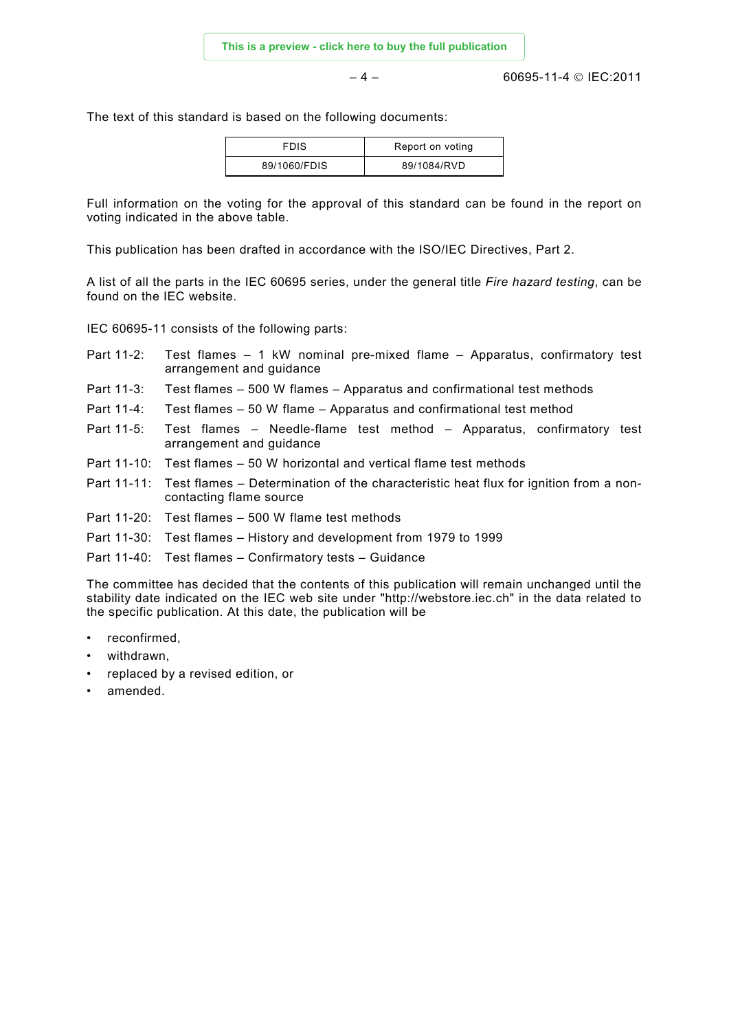The text of this standard is based on the following documents:

| FDIS | Report on voting |
| --- | --- |
| 89/1060/FDIS | 89/1084/RVD |

Full information on the voting for the approval of this standard can be found in the report on voting indicated in the above table.

This publication has been drafted in accordance with the ISO/IEC Directives, Part 2.

A list of all the parts in the IEC 60695 series, under the general title *Fire hazard testing*, can be found on the IEC website.

IEC 60695-11 consists of the following parts:

Part 11-2: Test flames – 1 kW nominal pre-mixed flame – Apparatus, confirmatory test arrangement and guidance

Part 11-3: Test flames – 500 W flames – Apparatus and confirmational test methods

Part 11-4: Test flames – 50 W flame – Apparatus and confirmational test method

Part 11-5: Test flames – Needle-flame test method – Apparatus, confirmatory test arrangement and guidance

Part 11-10: Test flames – 50 W horizontal and vertical flame test methods

Part 11-11: Test flames – Determination of the characteristic heat flux for ignition from a non-contacting flame source

Part 11-20: Test flames – 500 W flame test methods

Part 11-30: Test flames – History and development from 1979 to 1999

Part 11-40: Test flames – Confirmatory tests – Guidance

The committee has decided that the contents of this publication will remain unchanged until the stability date indicated on the IEC web site under "http://webstore.iec.ch" in the data related to the specific publication. At this date, the publication will be

- reconfirmed,
- withdrawn,
- replaced by a revised edition, or
- amended.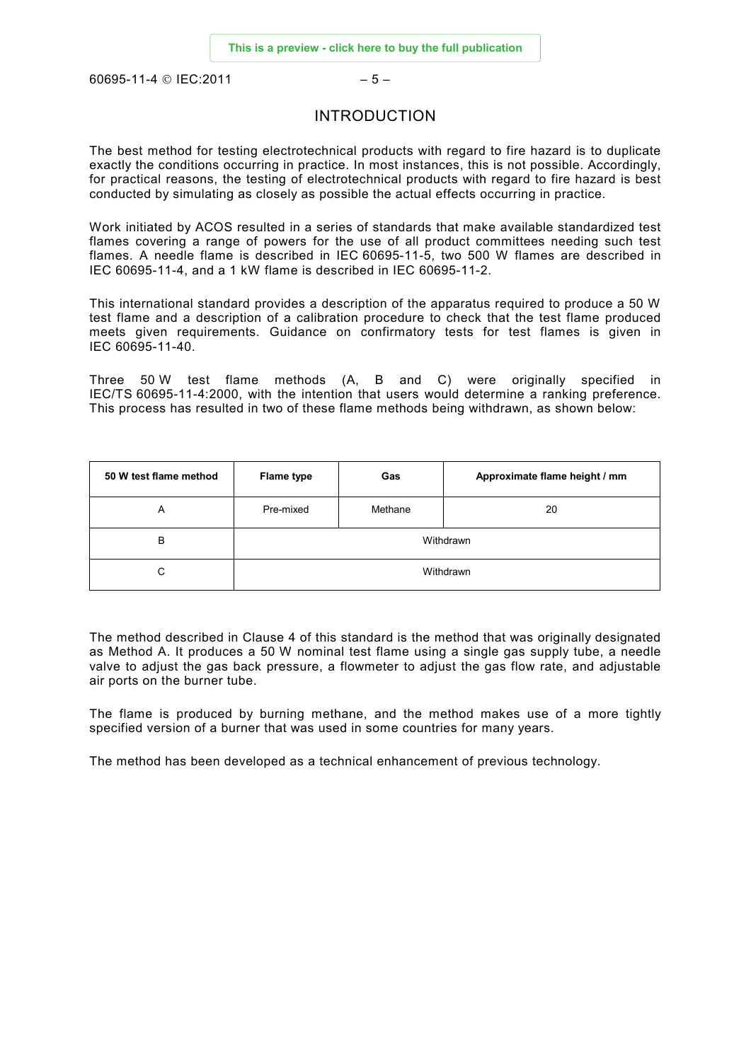# INTRODUCTION

The best method for testing electrotechnical products with regard to fire hazard is to duplicate exactly the conditions occurring in practice. In most instances, this is not possible. Accordingly, for practical reasons, the testing of electrotechnical products with regard to fire hazard is best conducted by simulating as closely as possible the actual effects occurring in practice.

Work initiated by ACOS resulted in a series of standards that make available standardized test flames covering a range of powers for the use of all product committees needing such test flames. A needle flame is described in IEC 60695-11-5, two 500 W flames are described in IEC 60695-11-4, and a 1 kW flame is described in IEC 60695-11-2.

This international standard provides a description of the apparatus required to produce a 50 W test flame and a description of a calibration procedure to check that the test flame produced meets given requirements. Guidance on confirmatory tests for test flames is given in IEC 60695-11-40.

Three 50 W test flame methods (A, B and C) were originally specified in IEC/TS 60695-11-4:2000, with the intention that users would determine a ranking preference. This process has resulted in two of these flame methods being withdrawn, as shown below:

| 50 W test flame method | Flame type | Gas | Approximate flame height / mm |
|---|---|---|---|
| A | Pre-mixed | Methane | 20 |
| B | Withdrawn | | |
| C | Withdrawn | | |

The method described in Clause 4 of this standard is the method that was originally designated as Method A. It produces a 50 W nominal test flame using a single gas supply tube, a needle valve to adjust the gas back pressure, a flowmeter to adjust the gas flow rate, and adjustable air ports on the burner tube.

The flame is produced by burning methane, and the method makes use of a more tightly specified version of a burner that was used in some countries for many years.

The method has been developed as a technical enhancement of previous technology.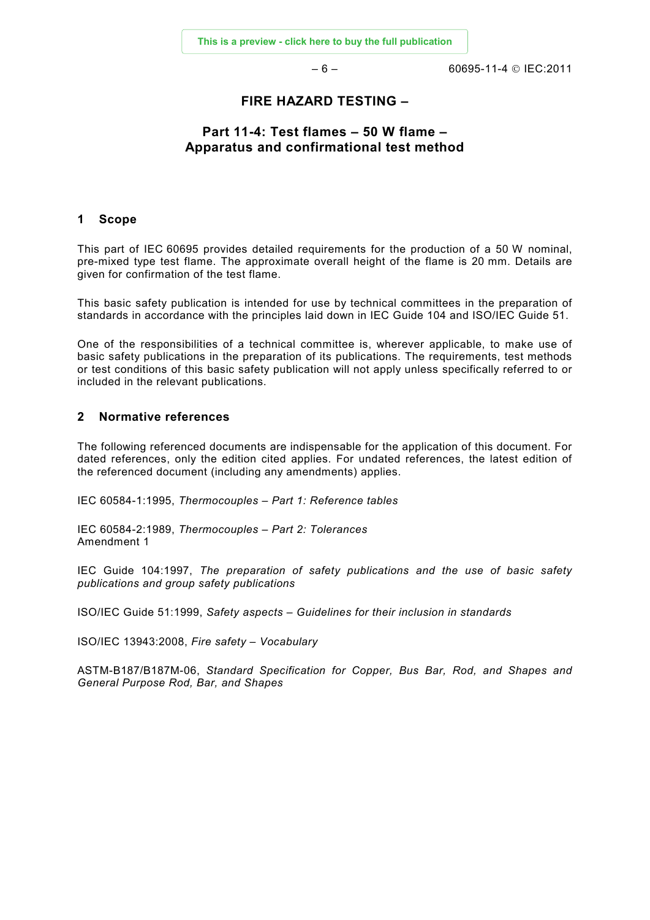# FIRE HAZARD TESTING –

## Part 11-4: Test flames – 50 W flame – Apparatus and confirmational test method

## 1 Scope

This part of IEC 60695 provides detailed requirements for the production of a 50 W nominal, pre-mixed type test flame. The approximate overall height of the flame is 20 mm. Details are given for confirmation of the test flame.

This basic safety publication is intended for use by technical committees in the preparation of standards in accordance with the principles laid down in IEC Guide 104 and ISO/IEC Guide 51.

One of the responsibilities of a technical committee is, wherever applicable, to make use of basic safety publications in the preparation of its publications. The requirements, test methods or test conditions of this basic safety publication will not apply unless specifically referred to or included in the relevant publications.

## 2 Normative references

The following referenced documents are indispensable for the application of this document. For dated references, only the edition cited applies. For undated references, the latest edition of the referenced document (including any amendments) applies.

IEC 60584-1:1995, *Thermocouples – Part 1: Reference tables*

IEC 60584-2:1989, *Thermocouples – Part 2: Tolerances*
Amendment 1

IEC Guide 104:1997, *The preparation of safety publications and the use of basic safety publications and group safety publications*

ISO/IEC Guide 51:1999, *Safety aspects – Guidelines for their inclusion in standards*

ISO/IEC 13943:2008, *Fire safety – Vocabulary*

ASTM-B187/B187M-06, *Standard Specification for Copper, Bus Bar, Rod, and Shapes and General Purpose Rod, Bar, and Shapes*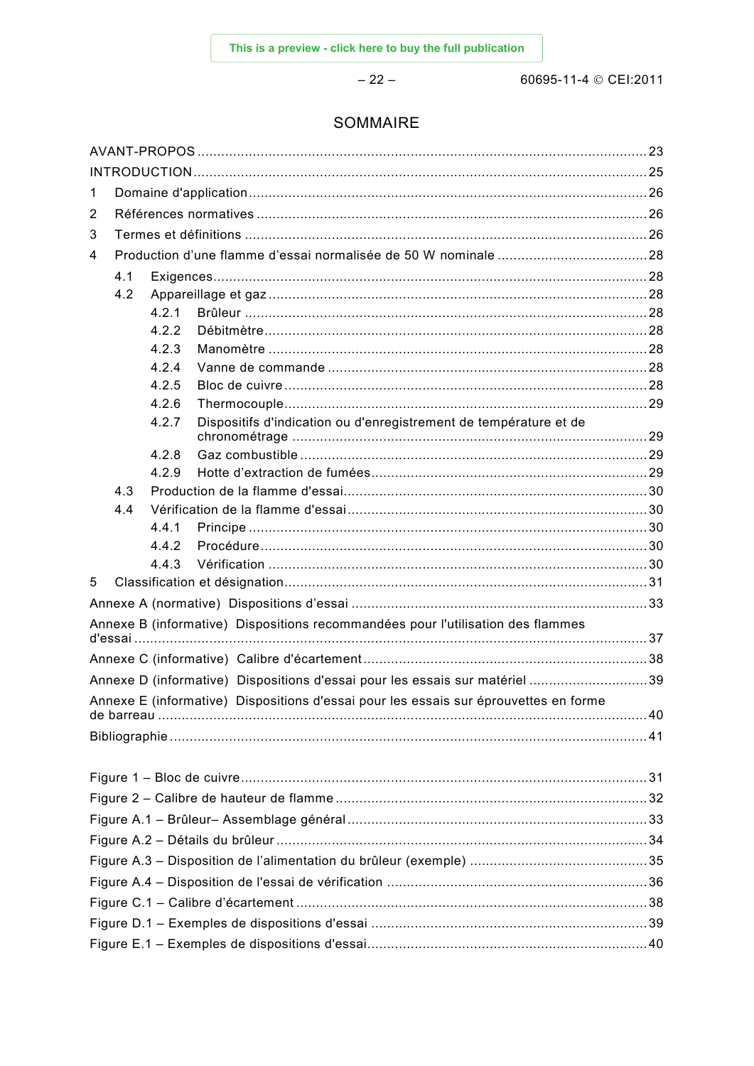# SOMMAIRE

AVANT-PROPOS ........................................................................................................ 23

INTRODUCTION ........................................................................................................ 25

1 Domaine d'application ........................................................................................ 26

2 Références normatives ........................................................................................ 26

3 Termes et définitions ......................................................................................... 26

4 Production d'une flamme d'essai normalisée de 50 W nominale ................................. 28

 4.1 Exigences ....................................................................................................... 28

 4.2 Appareillage et gaz .......................................................................................... 28

  4.2.1 Brûleur ..................................................................................................... 28

  4.2.2 Débitmètre ................................................................................................ 28

  4.2.3 Manomètre ................................................................................................ 28

  4.2.4 Vanne de commande .................................................................................. 28

  4.2.5 Bloc de cuivre ........................................................................................... 28

  4.2.6 Thermocouple ............................................................................................ 29

  4.2.7 Dispositifs d'indication ou d'enregistrement de température et de chronométrage ........ 29

  4.2.8 Gaz combustible ........................................................................................ 29

  4.2.9 Hotte d'extraction de fumées ...................................................................... 29

 4.3 Production de la flamme d'essai ........................................................................ 30

 4.4 Vérification de la flamme d'essai ....................................................................... 30

  4.4.1 Principe .................................................................................................... 30

  4.4.2 Procédure .................................................................................................. 30

  4.4.3 Vérification ................................................................................................ 30

5 Classification et désignation ................................................................................ 31

Annexe A (normative) Dispositions d'essai ................................................................ 33

Annexe B (informative) Dispositions recommandées pour l'utilisation des flammes d'essai ........ 37

Annexe C (informative) Calibre d'écartement ............................................................ 38

Annexe D (informative) Dispositions d'essai pour les essais sur matériel ...................... 39

Annexe E (informative) Dispositions d'essai pour les essais sur éprouvettes en forme de barreau ........ 40

Bibliographie ............................................................................................................ 41

Figure 1 – Bloc de cuivre ........................................................................................... 31

Figure 2 – Calibre de hauteur de flamme .................................................................... 32

Figure A.1 – Brûleur– Assemblage général .................................................................. 33

Figure A.2 – Détails du brûleur .................................................................................. 34

Figure A.3 – Disposition de l'alimentation du brûleur (exemple) ..................................... 35

Figure A.4 – Disposition de l'essai de vérification ........................................................ 36

Figure C.1 – Calibre d'écartement .............................................................................. 38

Figure D.1 – Exemples de dispositions d'essai ............................................................ 39

Figure E.1 – Exemples de dispositions d'essai ............................................................. 40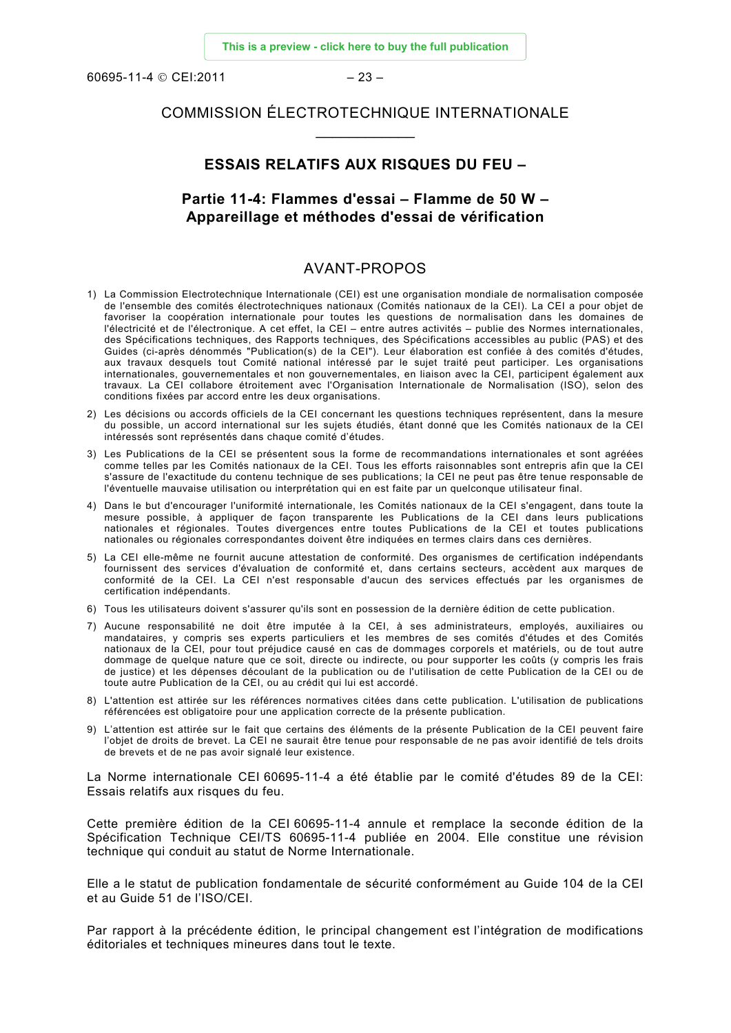# COMMISSION ÉLECTROTECHNIQUE INTERNATIONALE

## ESSAIS RELATIFS AUX RISQUES DU FEU –

## Partie 11-4: Flammes d'essai – Flamme de 50 W – Appareillage et méthodes d'essai de vérification

## AVANT-PROPOS

1) La Commission Electrotechnique Internationale (CEI) est une organisation mondiale de normalisation composée de l'ensemble des comités électrotechniques nationaux (Comités nationaux de la CEI). La CEI a pour objet de favoriser la coopération internationale pour toutes les questions de normalisation dans les domaines de l'électricité et de l'électronique. A cet effet, la CEI – entre autres activités – publie des Normes internationales, des Spécifications techniques, des Rapports techniques, des Spécifications accessibles au public (PAS) et des Guides (ci-après dénommés "Publication(s) de la CEI"). Leur élaboration est confiée à des comités d'études, aux travaux desquels tout Comité national intéressé par le sujet traité peut participer. Les organisations internationales, gouvernementales et non gouvernementales, en liaison avec la CEI, participent également aux travaux. La CEI collabore étroitement avec l'Organisation Internationale de Normalisation (ISO), selon des conditions fixées par accord entre les deux organisations.

2) Les décisions ou accords officiels de la CEI concernant les questions techniques représentent, dans la mesure du possible, un accord international sur les sujets étudiés, étant donné que les Comités nationaux de la CEI intéressés sont représentés dans chaque comité d'études.

3) Les Publications de la CEI se présentent sous la forme de recommandations internationales et sont agréées comme telles par les Comités nationaux de la CEI. Tous les efforts raisonnables sont entrepris afin que la CEI s'assure de l'exactitude du contenu technique de ses publications; la CEI ne peut pas être tenue responsable de l'éventuelle mauvaise utilisation ou interprétation qui en est faite par un quelconque utilisateur final.

4) Dans le but d'encourager l'uniformité internationale, les Comités nationaux de la CEI s'engagent, dans toute la mesure possible, à appliquer de façon transparente les Publications de la CEI dans leurs publications nationales et régionales. Toutes divergences entre toutes Publications de la CEI et toutes publications nationales ou régionales correspondantes doivent être indiquées en termes clairs dans ces dernières.

5) La CEI elle-même ne fournit aucune attestation de conformité. Des organismes de certification indépendants fournissent des services d'évaluation de conformité et, dans certains secteurs, accèdent aux marques de conformité de la CEI. La CEI n'est responsable d'aucun des services effectués par les organismes de certification indépendants.

6) Tous les utilisateurs doivent s'assurer qu'ils sont en possession de la dernière édition de cette publication.

7) Aucune responsabilité ne doit être imputée à la CEI, à ses administrateurs, employés, auxiliaires ou mandataires, y compris ses experts particuliers et les membres de ses comités d'études et des Comités nationaux de la CEI, pour tout préjudice causé en cas de dommages corporels et matériels, ou de tout autre dommage de quelque nature que ce soit, directe ou indirecte, ou pour supporter les coûts (y compris les frais de justice) et les dépenses découlant de la publication ou de l'utilisation de cette Publication de la CEI ou de toute autre Publication de la CEI, ou au crédit qui lui est accordé.

8) L'attention est attirée sur les références normatives citées dans cette publication. L'utilisation de publications référencées est obligatoire pour une application correcte de la présente publication.

9) L'attention est attirée sur le fait que certains des éléments de la présente Publication de la CEI peuvent faire l'objet de droits de brevet. La CEI ne saurait être tenue pour responsable de ne pas avoir identifié de tels droits de brevets et de ne pas avoir signalé leur existence.

La Norme internationale CEI 60695-11-4 a été établie par le comité d'études 89 de la CEI: Essais relatifs aux risques du feu.

Cette première édition de la CEI 60695-11-4 annule et remplace la seconde édition de la Spécification Technique CEI/TS 60695-11-4 publiée en 2004. Elle constitue une révision technique qui conduit au statut de Norme Internationale.

Elle a le statut de publication fondamentale de sécurité conformément au Guide 104 de la CEI et au Guide 51 de l'ISO/CEI.

Par rapport à la précédente édition, le principal changement est l'intégration de modifications éditoriales et techniques mineures dans tout le texte.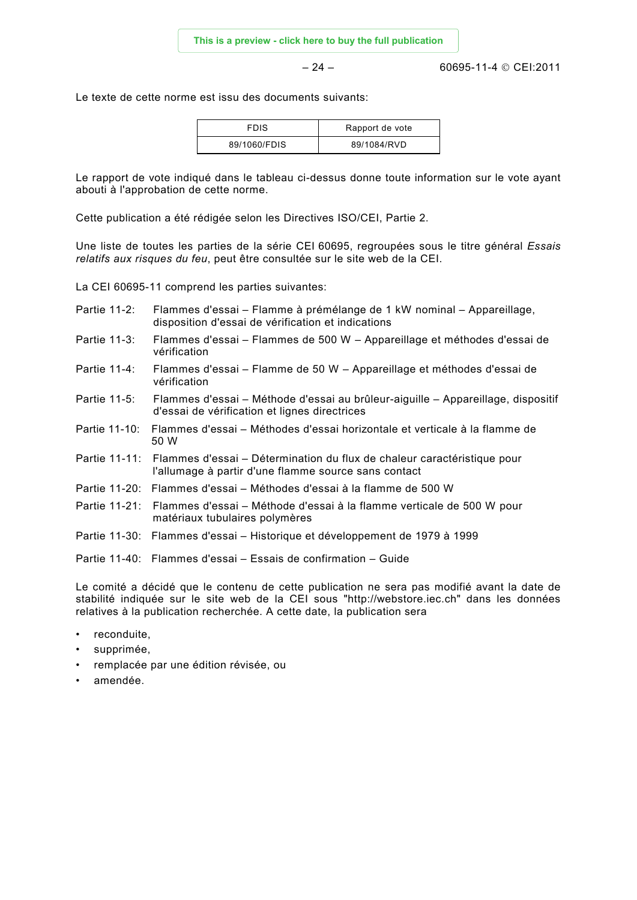Le texte de cette norme est issu des documents suivants:

| FDIS | Rapport de vote |
|---|---|
| 89/1060/FDIS | 89/1084/RVD |

Le rapport de vote indiqué dans le tableau ci-dessus donne toute information sur le vote ayant abouti à l'approbation de cette norme.

Cette publication a été rédigée selon les Directives ISO/CEI, Partie 2.

Une liste de toutes les parties de la série CEI 60695, regroupées sous le titre général *Essais relatifs aux risques du feu*, peut être consultée sur le site web de la CEI.

La CEI 60695-11 comprend les parties suivantes:

Partie 11-2: Flammes d'essai – Flamme à prémélange de 1 kW nominal – Appareillage, disposition d'essai de vérification et indications

Partie 11-3: Flammes d'essai – Flammes de 500 W – Appareillage et méthodes d'essai de vérification

Partie 11-4: Flammes d'essai – Flamme de 50 W – Appareillage et méthodes d'essai de vérification

Partie 11-5: Flammes d'essai – Méthode d'essai au brûleur-aiguille – Appareillage, dispositif d'essai de vérification et lignes directrices

Partie 11-10: Flammes d'essai – Méthodes d'essai horizontale et verticale à la flamme de 50 W

Partie 11-11: Flammes d'essai – Détermination du flux de chaleur caractéristique pour l'allumage à partir d'une flamme source sans contact

Partie 11-20: Flammes d'essai – Méthodes d'essai à la flamme de 500 W

Partie 11-21: Flammes d'essai – Méthode d'essai à la flamme verticale de 500 W pour matériaux tubulaires polymères

Partie 11-30: Flammes d'essai – Historique et développement de 1979 à 1999

Partie 11-40: Flammes d'essai – Essais de confirmation – Guide

Le comité a décidé que le contenu de cette publication ne sera pas modifié avant la date de stabilité indiquée sur le site web de la CEI sous "http://webstore.iec.ch" dans les données relatives à la publication recherchée. A cette date, la publication sera

- reconduite,
- supprimée,
- remplacée par une édition révisée, ou
- amendée.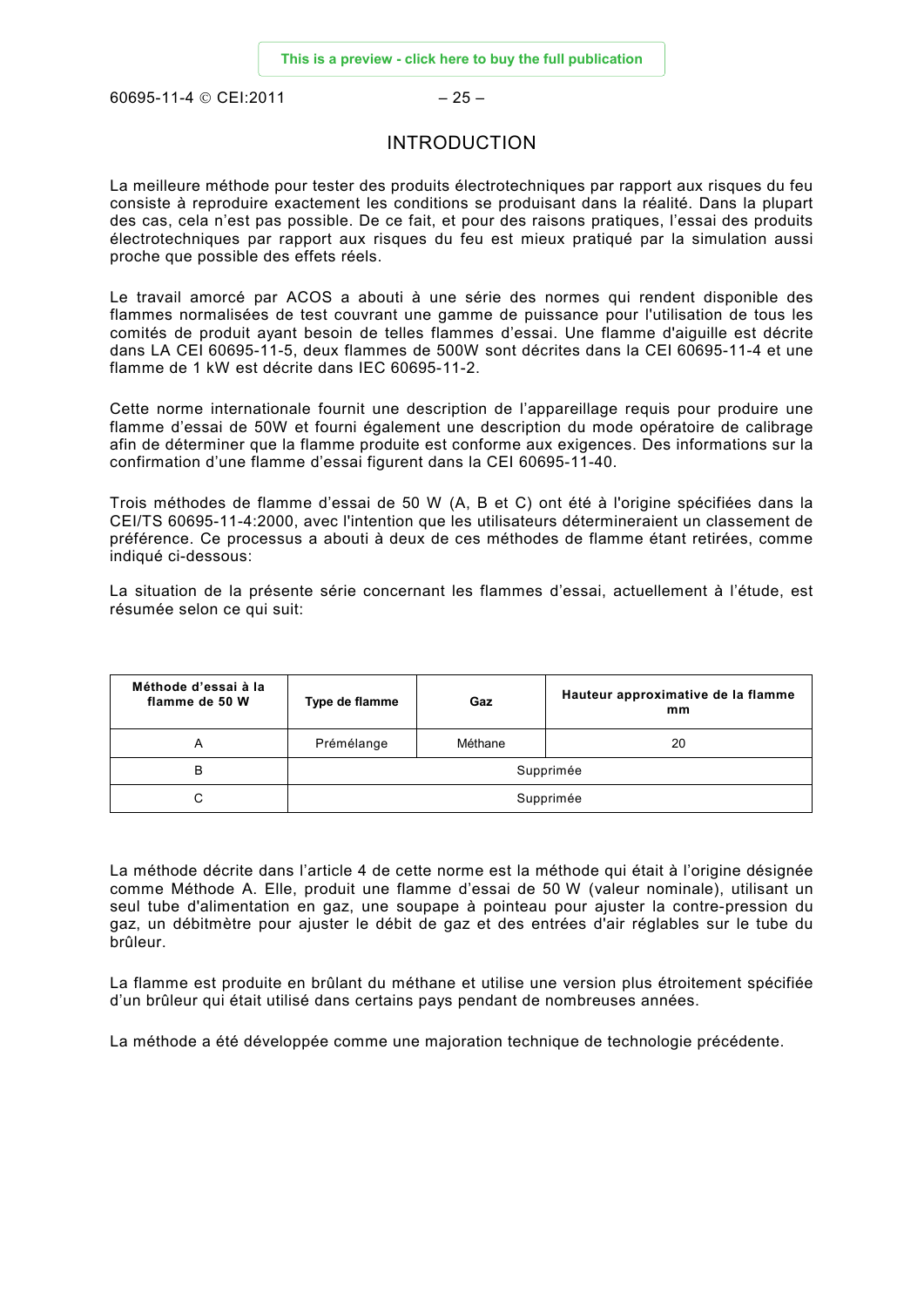# INTRODUCTION

La meilleure méthode pour tester des produits électrotechniques par rapport aux risques du feu consiste à reproduire exactement les conditions se produisant dans la réalité. Dans la plupart des cas, cela n'est pas possible. De ce fait, et pour des raisons pratiques, l'essai des produits électrotechniques par rapport aux risques du feu est mieux pratiqué par la simulation aussi proche que possible des effets réels.

Le travail amorcé par ACOS a abouti à une série des normes qui rendent disponible des flammes normalisées de test couvrant une gamme de puissance pour l'utilisation de tous les comités de produit ayant besoin de telles flammes d'essai. Une flamme d'aiguille est décrite dans LA CEI 60695-11-5, deux flammes de 500W sont décrites dans la CEI 60695-11-4 et une flamme de 1 kW est décrite dans IEC 60695-11-2.

Cette norme internationale fournit une description de l'appareillage requis pour produire une flamme d'essai de 50W et fourni également une description du mode opératoire de calibrage afin de déterminer que la flamme produite est conforme aux exigences. Des informations sur la confirmation d'une flamme d'essai figurent dans la CEI 60695-11-40.

Trois méthodes de flamme d'essai de 50 W (A, B et C) ont été à l'origine spécifiées dans la CEI/TS 60695-11-4:2000, avec l'intention que les utilisateurs détermineraient un classement de préférence. Ce processus a abouti à deux de ces méthodes de flamme étant retirées, comme indiqué ci-dessous:

La situation de la présente série concernant les flammes d'essai, actuellement à l'étude, est résumée selon ce qui suit:

| Méthode d'essai à la flamme de 50 W | Type de flamme | Gaz | Hauteur approximative de la flamme mm |
|---|---|---|---|
| A | Prémélange | Méthane | 20 |
| B | Supprimée | | |
| C | Supprimée | | |

La méthode décrite dans l'article 4 de cette norme est la méthode qui était à l'origine désignée comme Méthode A. Elle, produit une flamme d'essai de 50 W (valeur nominale), utilisant un seul tube d'alimentation en gaz, une soupape à pointeau pour ajuster la contre-pression du gaz, un débitmètre pour ajuster le débit de gaz et des entrées d'air réglables sur le tube du brûleur.

La flamme est produite en brûlant du méthane et utilise une version plus étroitement spécifiée d'un brûleur qui était utilisé dans certains pays pendant de nombreuses années.

La méthode a été développée comme une majoration technique de technologie précédente.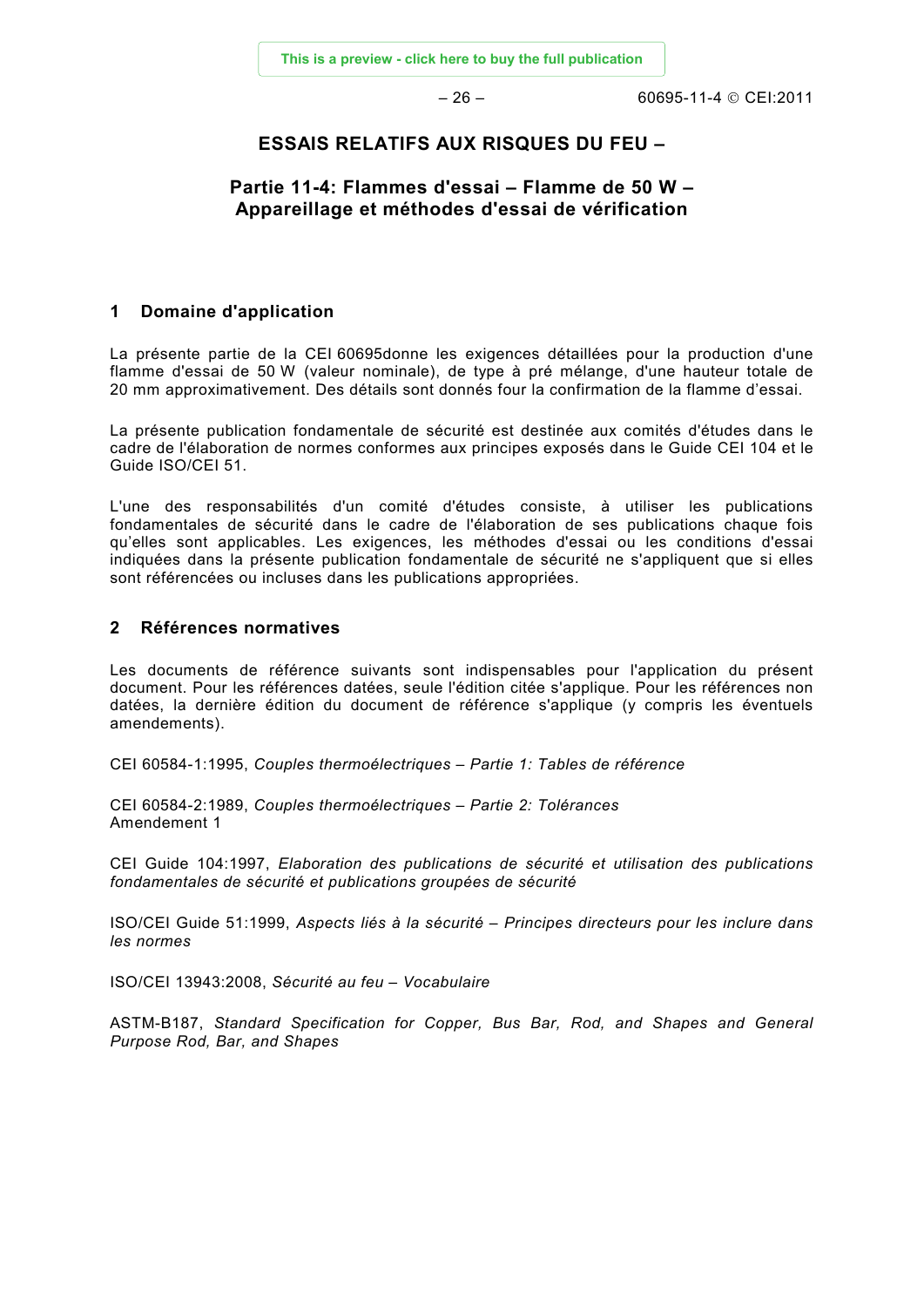# ESSAIS RELATIFS AUX RISQUES DU FEU –

## Partie 11-4: Flammes d'essai – Flamme de 50 W – Appareillage et méthodes d'essai de vérification

## 1 Domaine d'application

La présente partie de la CEI 60695donne les exigences détaillées pour la production d'une flamme d'essai de 50 W (valeur nominale), de type à pré mélange, d'une hauteur totale de 20 mm approximativement. Des détails sont donnés four la confirmation de la flamme d'essai.

La présente publication fondamentale de sécurité est destinée aux comités d'études dans le cadre de l'élaboration de normes conformes aux principes exposés dans le Guide CEI 104 et le Guide ISO/CEI 51.

L'une des responsabilités d'un comité d'études consiste, à utiliser les publications fondamentales de sécurité dans le cadre de l'élaboration de ses publications chaque fois qu'elles sont applicables. Les exigences, les méthodes d'essai ou les conditions d'essai indiquées dans la présente publication fondamentale de sécurité ne s'appliquent que si elles sont référencées ou incluses dans les publications appropriées.

## 2 Références normatives

Les documents de référence suivants sont indispensables pour l'application du présent document. Pour les références datées, seule l'édition citée s'applique. Pour les références non datées, la dernière édition du document de référence s'applique (y compris les éventuels amendements).

CEI 60584-1:1995, *Couples thermoélectriques – Partie 1: Tables de référence*

CEI 60584-2:1989, *Couples thermoélectriques – Partie 2: Tolérances*
Amendement 1

CEI Guide 104:1997, *Elaboration des publications de sécurité et utilisation des publications fondamentales de sécurité et publications groupées de sécurité*

ISO/CEI Guide 51:1999, *Aspects liés à la sécurité – Principes directeurs pour les inclure dans les normes*

ISO/CEI 13943:2008, *Sécurité au feu – Vocabulaire*

ASTM-B187, *Standard Specification for Copper, Bus Bar, Rod, and Shapes and General Purpose Rod, Bar, and Shapes*